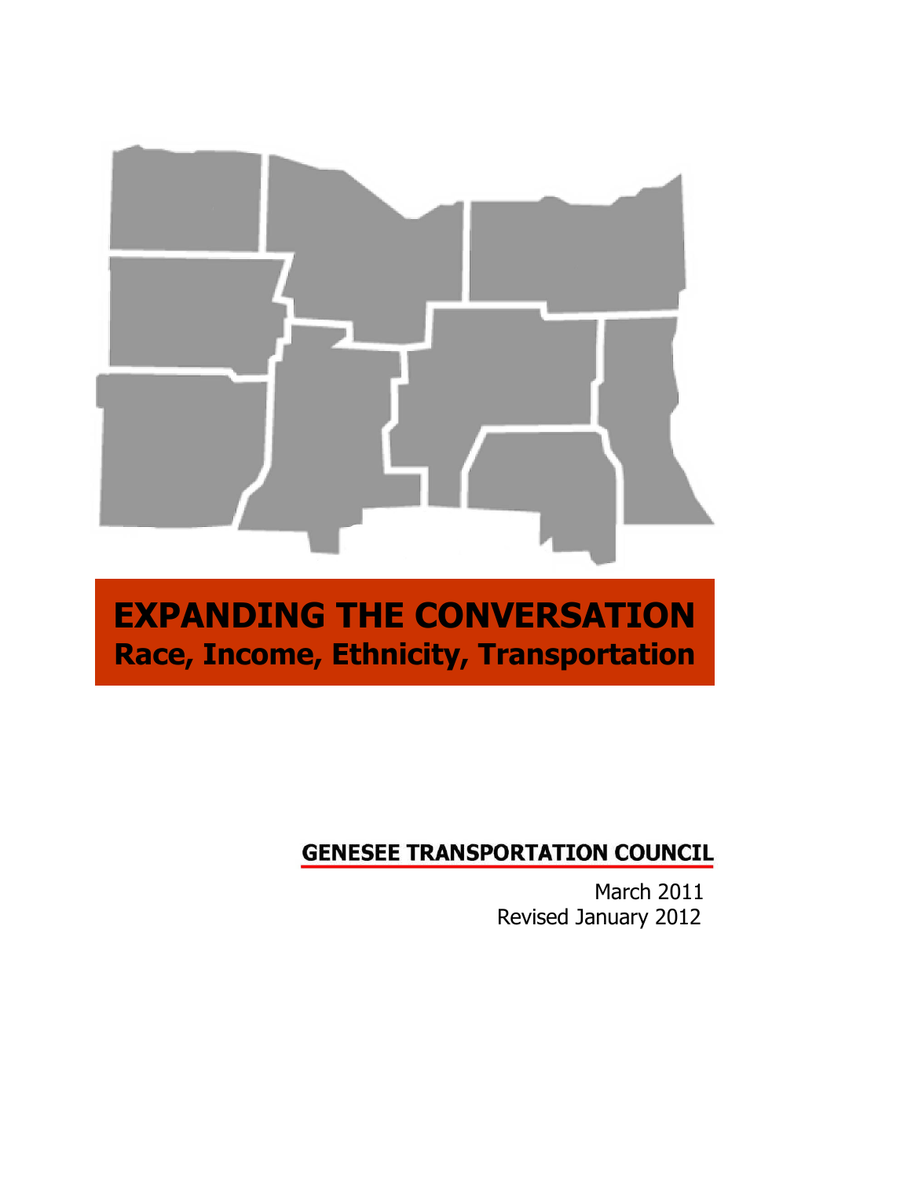# EXPANDING THE CONVERSATION

## Race, Income, Ethnicity, Transportation

**GENESEE TRANSPORTATION COUNCIL**

March 2011

Revised January 2012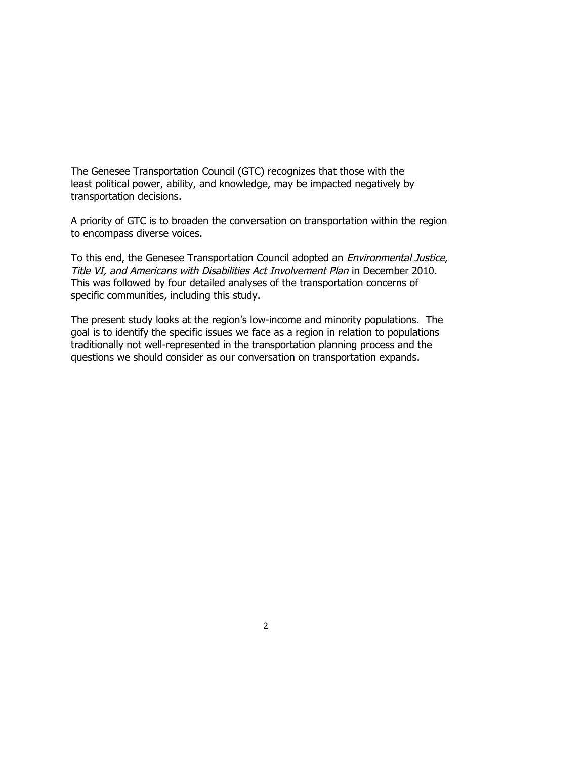The Genesee Transportation Council (GTC) recognizes that those with the least political power, ability, and knowledge, may be impacted negatively by transportation decisions.

A priority of GTC is to broaden the conversation on transportation within the region to encompass diverse voices.

To this end, the Genesee Transportation Council adopted an *Environmental Justice, Title VI, and Americans with Disabilities Act Involvement Plan* in December 2010. This was followed by four detailed analyses of the transportation concerns of specific communities, including this study.

The present study looks at the region's low-income and minority populations. The goal is to identify the specific issues we face as a region in relation to populations traditionally not well-represented in the transportation planning process and the questions we should consider as our conversation on transportation expands.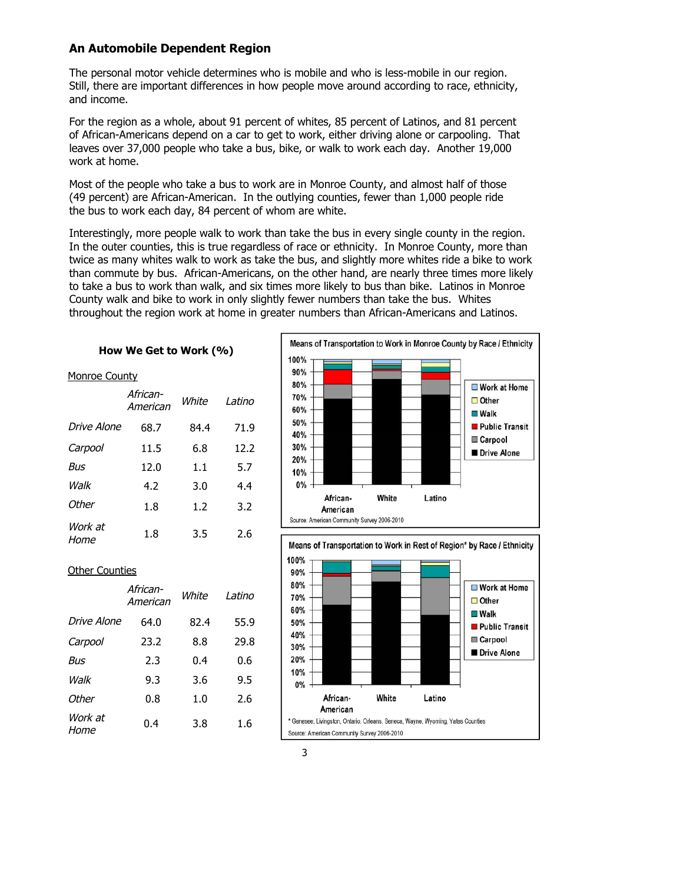## An Automobile Dependent Region

The personal motor vehicle determines who is mobile and who is less-mobile in our region. Still, there are important differences in how people move around according to race, ethnicity, and income.

For the region as a whole, about 91 percent of whites, 85 percent of Latinos, and 81 percent of African-Americans depend on a car to get to work, either driving alone or carpooling. That leaves over 37,000 people who take a bus, bike, or walk to work each day. Another 19,000 work at home.

Most of the people who take a bus to work are in Monroe County, and almost half of those (49 percent) are African-American. In the outlying counties, fewer than 1,000 people ride the bus to work each day, 84 percent of whom are white.

Interestingly, more people walk to work than take the bus in every single county in the region. In the outer counties, this is true regardless of race or ethnicity. In Monroe County, more than twice as many whites walk to work as take the bus, and slightly more whites ride a bike to work than commute by bus. African-Americans, on the other hand, are nearly three times more likely to take a bus to work than walk, and six times more likely to bus than bike. Latinos in Monroe County walk and bike to work in only slightly fewer numbers than take the bus. Whites throughout the region work at home in greater numbers than African-Americans and Latinos.

### How We Get to Work (%)

Monroe County

| | *African-American* | *White* | *Latino* |
|---|---|---|---|
| *Drive Alone* | 68.7 | 84.4 | 71.9 |
| *Carpool* | 11.5 | 6.8 | 12.2 |
| *Bus* | 12.0 | 1.1 | 5.7 |
| *Walk* | 4.2 | 3.0 | 4.4 |
| *Other* | 1.8 | 1.2 | 3.2 |
| *Work at Home* | 1.8 | 3.5 | 2.6 |

Other Counties

| | *African-American* | *White* | *Latino* |
|---|---|---|---|
| *Drive Alone* | 64.0 | 82.4 | 55.9 |
| *Carpool* | 23.2 | 8.8 | 29.8 |
| *Bus* | 2.3 | 0.4 | 0.6 |
| *Walk* | 9.3 | 3.6 | 9.5 |
| *Other* | 0.8 | 1.0 | 2.6 |
| *Work at Home* | 0.4 | 3.8 | 1.6 |

Means of Transportation to Work in Monroe County by Race / Ethnicity

Source: American Community Survey 2006-2010

Means of Transportation to Work in Rest of Region* by Race / Ethnicity

* Genesee, Livingston, Ontario, Orleans, Seneca, Wayne, Wyoming, Yates Counties

Source: American Community Survey 2006-2010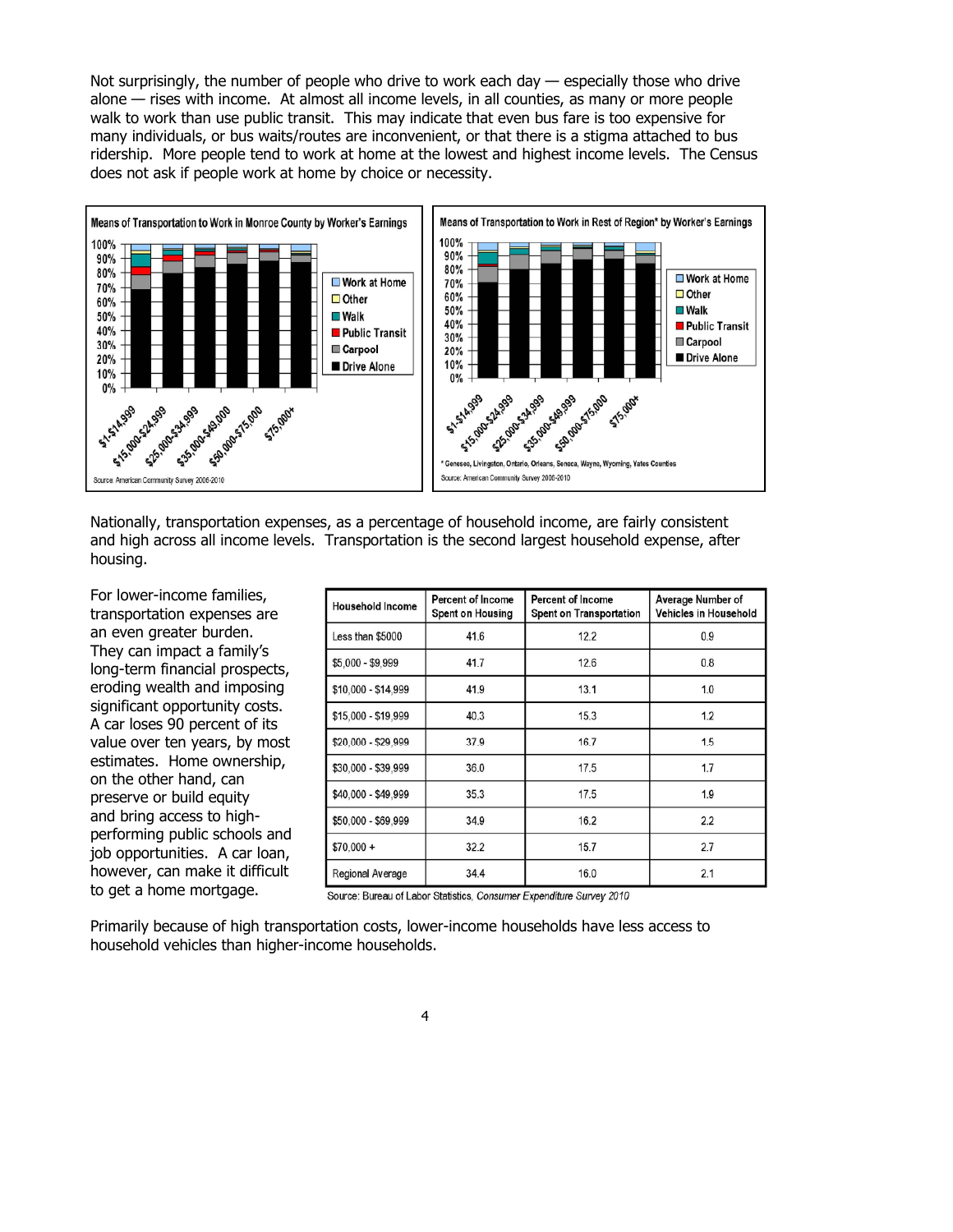Not surprisingly, the number of people who drive to work each day — especially those who drive alone — rises with income. At almost all income levels, in all counties, as many or more people walk to work than use public transit. This may indicate that even bus fare is too expensive for many individuals, or bus waits/routes are inconvenient, or that there is a stigma attached to bus ridership. More people tend to work at home at the lowest and highest income levels. The Census does not ask if people work at home by choice or necessity.

Means of Transportation to Work in Monroe County by Worker's Earnings

Source: American Community Survey 2006-2010

Means of Transportation to Work in Rest of Region* by Worker's Earnings

* Genesee, Livingston, Ontario, Orleans, Seneca, Wayne, Wyoming, Yates Counties

Source: American Community Survey 2006-2010

Nationally, transportation expenses, as a percentage of household income, are fairly consistent and high across all income levels. Transportation is the second largest household expense, after housing.

For lower-income families, transportation expenses are an even greater burden. They can impact a family's long-term financial prospects, eroding wealth and imposing significant opportunity costs. A car loses 90 percent of its value over ten years, by most estimates. Home ownership, on the other hand, can preserve or build equity and bring access to high-performing public schools and job opportunities. A car loan, however, can make it difficult to get a home mortgage.

| Household Income | Percent of Income Spent on Housing | Percent of Income Spent on Transportation | Average Number of Vehicles in Household |
|---|---|---|---|
| Less than $5000 | 41.6 | 12.2 | 0.9 |
| $5,000 - $9,999 | 41.7 | 12.6 | 0.8 |
| $10,000 - $14,999 | 41.9 | 13.1 | 1.0 |
| $15,000 - $19,999 | 40.3 | 15.3 | 1.2 |
| $20,000 - $29,999 | 37.9 | 16.7 | 1.5 |
| $30,000 - $39,999 | 36.0 | 17.5 | 1.7 |
| $40,000 - $49,999 | 35.3 | 17.5 | 1.9 |
| $50,000 - $69,999 | 34.9 | 16.2 | 2.2 |
| $70,000 + | 32.2 | 15.7 | 2.7 |
| Regional Average | 34.4 | 16.0 | 2.1 |

Source: Bureau of Labor Statistics, *Consumer Expenditure Survey 2010*

Primarily because of high transportation costs, lower-income households have less access to household vehicles than higher-income households.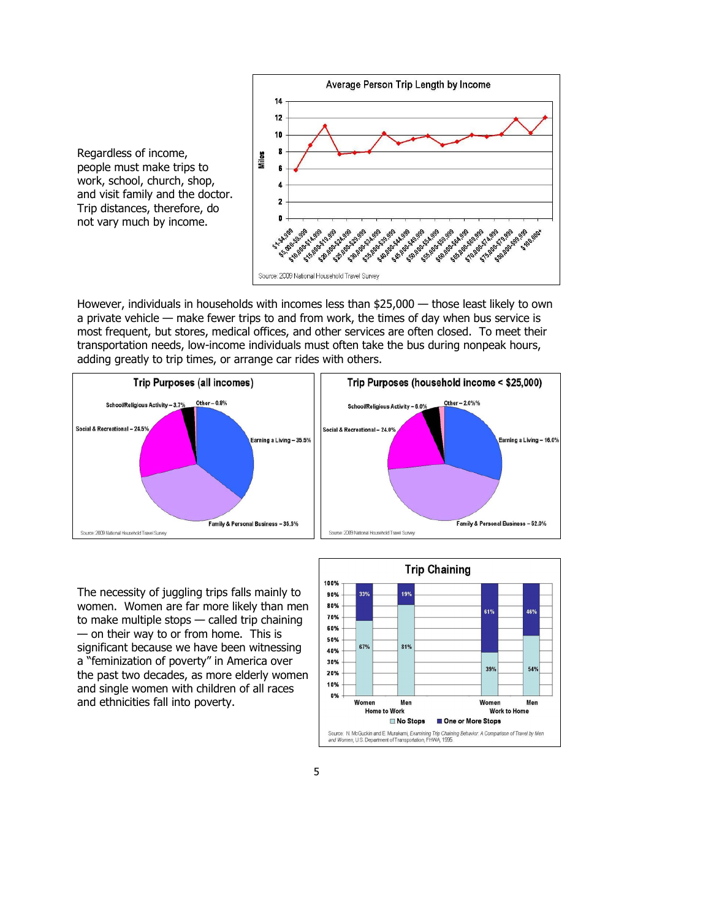Regardless of income, people must make trips to work, school, church, shop, and visit family and the doctor. Trip distances, therefore, do not vary much by income.

However, individuals in households with incomes less than $25,000 — those least likely to own a private vehicle — make fewer trips to and from work, the times of day when bus service is most frequent, but stores, medical offices, and other services are often closed. To meet their transportation needs, low-income individuals must often take the bus during nonpeak hours, adding greatly to trip times, or arrange car rides with others.

The necessity of juggling trips falls mainly to women. Women are far more likely than men to make multiple stops — called trip chaining — on their way to or from home. This is significant because we have been witnessing a "feminization of poverty" in America over the past two decades, as more elderly women and single women with children of all races and ethnicities fall into poverty.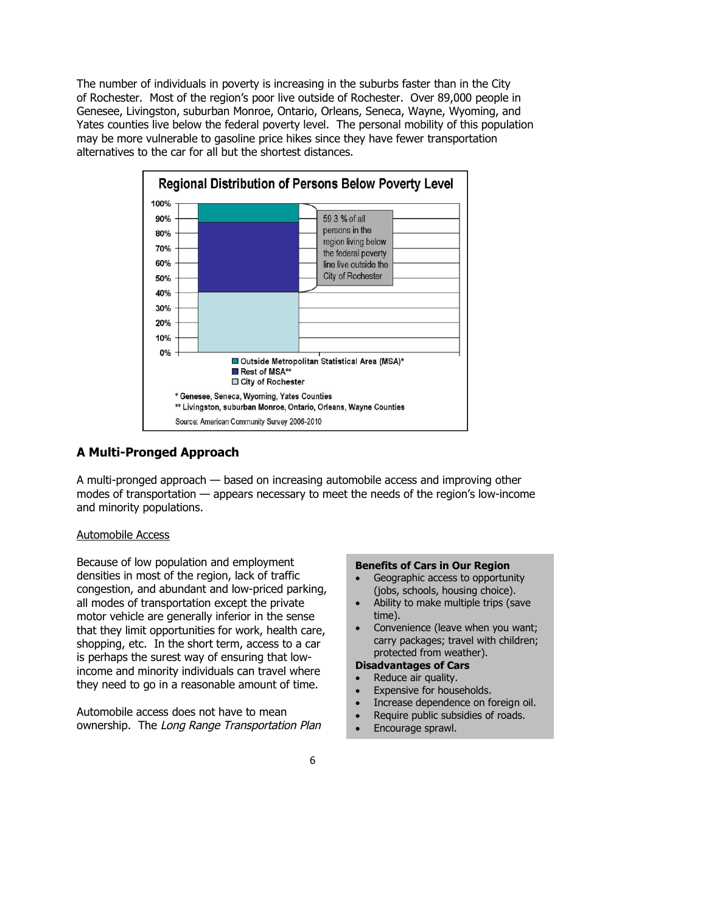The number of individuals in poverty is increasing in the suburbs faster than in the City of Rochester. Most of the region's poor live outside of Rochester. Over 89,000 people in Genesee, Livingston, suburban Monroe, Ontario, Orleans, Seneca, Wayne, Wyoming, and Yates counties live below the federal poverty level. The personal mobility of this population may be more vulnerable to gasoline price hikes since they have fewer transportation alternatives to the car for all but the shortest distances.

**Regional Distribution of Persons Below Poverty Level**

59.3 % of all persons in the region living below the federal poverty line live outside the City of Rochester

- Outside Metropolitan Statistical Area (MSA)*
- Rest of MSA**
- City of Rochester

\* Genesee, Seneca, Wyoming, Yates Counties

\*\* Livingston, suburban Monroe, Ontario, Orleans, Wayne Counties

Source: American Community Survey 2006-2010

## A Multi-Pronged Approach

A multi-pronged approach — based on increasing automobile access and improving other modes of transportation — appears necessary to meet the needs of the region's low-income and minority populations.

Automobile Access

Because of low population and employment densities in most of the region, lack of traffic congestion, and abundant and low-priced parking, all modes of transportation except the private motor vehicle are generally inferior in the sense that they limit opportunities for work, health care, shopping, etc. In the short term, access to a car is perhaps the surest way of ensuring that low-income and minority individuals can travel where they need to go in a reasonable amount of time.

Automobile access does not have to mean ownership. The *Long Range Transportation Plan*

**Benefits of Cars in Our Region**

- Geographic access to opportunity (jobs, schools, housing choice).
- Ability to make multiple trips (save time).
- Convenience (leave when you want; carry packages; travel with children; protected from weather).

**Disadvantages of Cars**

- Reduce air quality.
- Expensive for households.
- Increase dependence on foreign oil.
- Require public subsidies of roads.
- Encourage sprawl.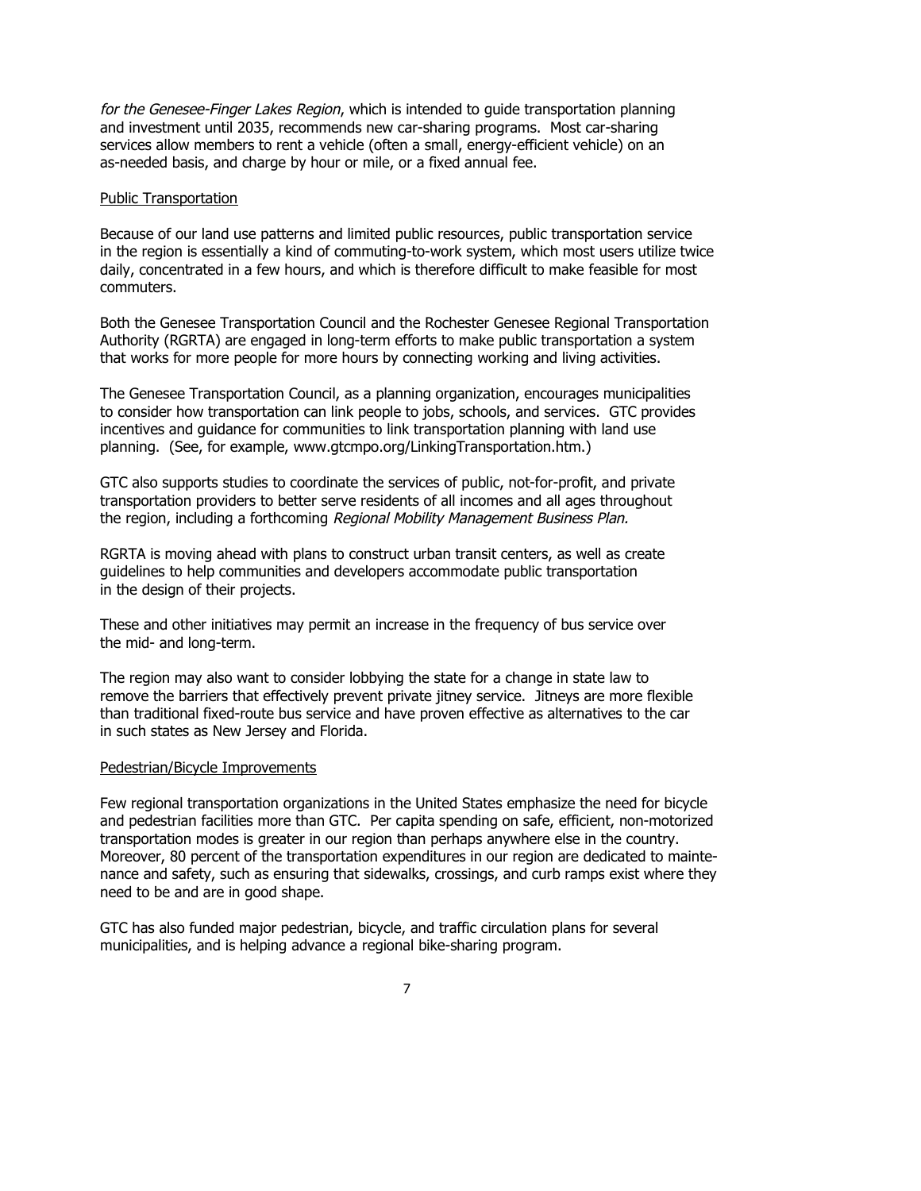*for the Genesee-Finger Lakes Region*, which is intended to guide transportation planning and investment until 2035, recommends new car-sharing programs. Most car-sharing services allow members to rent a vehicle (often a small, energy-efficient vehicle) on an as-needed basis, and charge by hour or mile, or a fixed annual fee.

<u>Public Transportation</u>

Because of our land use patterns and limited public resources, public transportation service in the region is essentially a kind of commuting-to-work system, which most users utilize twice daily, concentrated in a few hours, and which is therefore difficult to make feasible for most commuters.

Both the Genesee Transportation Council and the Rochester Genesee Regional Transportation Authority (RGRTA) are engaged in long-term efforts to make public transportation a system that works for more people for more hours by connecting working and living activities.

The Genesee Transportation Council, as a planning organization, encourages municipalities to consider how transportation can link people to jobs, schools, and services. GTC provides incentives and guidance for communities to link transportation planning with land use planning. (See, for example, www.gtcmpo.org/LinkingTransportation.htm.)

GTC also supports studies to coordinate the services of public, not-for-profit, and private transportation providers to better serve residents of all incomes and all ages throughout the region, including a forthcoming *Regional Mobility Management Business Plan.*

RGRTA is moving ahead with plans to construct urban transit centers, as well as create guidelines to help communities and developers accommodate public transportation in the design of their projects.

These and other initiatives may permit an increase in the frequency of bus service over the mid- and long-term.

The region may also want to consider lobbying the state for a change in state law to remove the barriers that effectively prevent private jitney service. Jitneys are more flexible than traditional fixed-route bus service and have proven effective as alternatives to the car in such states as New Jersey and Florida.

<u>Pedestrian/Bicycle Improvements</u>

Few regional transportation organizations in the United States emphasize the need for bicycle and pedestrian facilities more than GTC. Per capita spending on safe, efficient, non-motorized transportation modes is greater in our region than perhaps anywhere else in the country. Moreover, 80 percent of the transportation expenditures in our region are dedicated to maintenance and safety, such as ensuring that sidewalks, crossings, and curb ramps exist where they need to be and are in good shape.

GTC has also funded major pedestrian, bicycle, and traffic circulation plans for several municipalities, and is helping advance a regional bike-sharing program.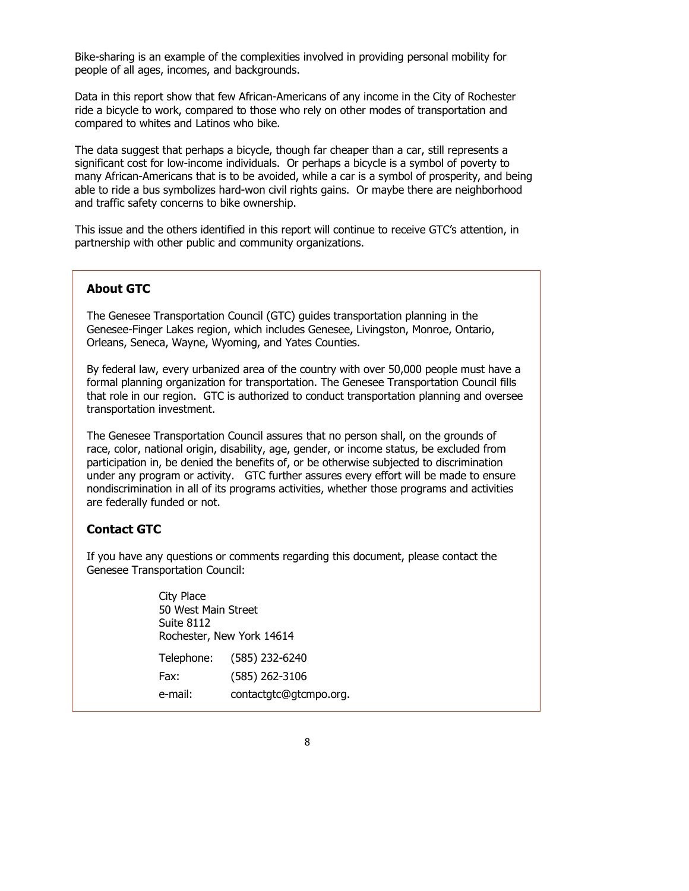Bike-sharing is an example of the complexities involved in providing personal mobility for people of all ages, incomes, and backgrounds.

Data in this report show that few African-Americans of any income in the City of Rochester ride a bicycle to work, compared to those who rely on other modes of transportation and compared to whites and Latinos who bike.

The data suggest that perhaps a bicycle, though far cheaper than a car, still represents a significant cost for low-income individuals. Or perhaps a bicycle is a symbol of poverty to many African-Americans that is to be avoided, while a car is a symbol of prosperity, and being able to ride a bus symbolizes hard-won civil rights gains. Or maybe there are neighborhood and traffic safety concerns to bike ownership.

This issue and the others identified in this report will continue to receive GTC's attention, in partnership with other public and community organizations.

## About GTC

The Genesee Transportation Council (GTC) guides transportation planning in the Genesee-Finger Lakes region, which includes Genesee, Livingston, Monroe, Ontario, Orleans, Seneca, Wayne, Wyoming, and Yates Counties.

By federal law, every urbanized area of the country with over 50,000 people must have a formal planning organization for transportation. The Genesee Transportation Council fills that role in our region. GTC is authorized to conduct transportation planning and oversee transportation investment.

The Genesee Transportation Council assures that no person shall, on the grounds of race, color, national origin, disability, age, gender, or income status, be excluded from participation in, be denied the benefits of, or be otherwise subjected to discrimination under any program or activity. GTC further assures every effort will be made to ensure nondiscrimination in all of its programs activities, whether those programs and activities are federally funded or not.

## Contact GTC

If you have any questions or comments regarding this document, please contact the Genesee Transportation Council:

City Place
50 West Main Street
Suite 8112
Rochester, New York 14614

Telephone: (585) 232-6240

Fax: (585) 262-3106

e-mail: contactgtc@gtcmpo.org.